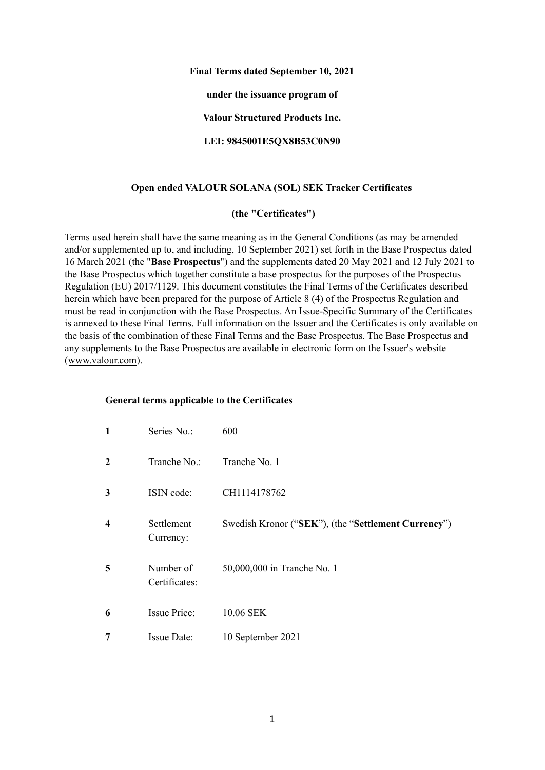**Final Terms dated September 10, 2021**

**under the issuance program of**

**Valour Structured Products Inc.**

**LEI: 9845001E5QX8B53C0N90**

**Open ended VALOUR SOLANA (SOL) SEK Tracker Certificates**

**(the "Certificates")**

Terms used herein shall have the same meaning as in the General Conditions (as may be amended and/or supplemented up to, and including, 10 September 2021) set forth in the Base Prospectus dated 16 March 2021 (the "**Base Prospectus**") and the supplements dated 20 May 2021 and 12 July 2021 to the Base Prospectus which together constitute a base prospectus for the purposes of the Prospectus Regulation (EU) 2017/1129. This document constitutes the Final Terms of the Certificates described herein which have been prepared for the purpose of Article 8 (4) of the Prospectus Regulation and must be read in conjunction with the Base Prospectus. An Issue-Specific Summary of the Certificates is annexed to these Final Terms. Full information on the Issuer and the Certificates is only available on the basis of the combination of these Final Terms and the Base Prospectus. The Base Prospectus and any supplements to the Base Prospectus are available in electronic form on the Issuer's website (www.valour.com).

**General terms applicable to the Certificates**

| | | |
|---|---|---|
| **1** | Series No.: | 600 |
| **2** | Tranche No.: | Tranche No. 1 |
| **3** | ISIN code: | CH1114178762 |
| **4** | Settlement Currency: | Swedish Kronor ("**SEK**"), (the "**Settlement Currency**") |
| **5** | Number of Certificates: | 50,000,000 in Tranche No. 1 |
| **6** | Issue Price: | 10.06 SEK |
| **7** | Issue Date: | 10 September 2021 |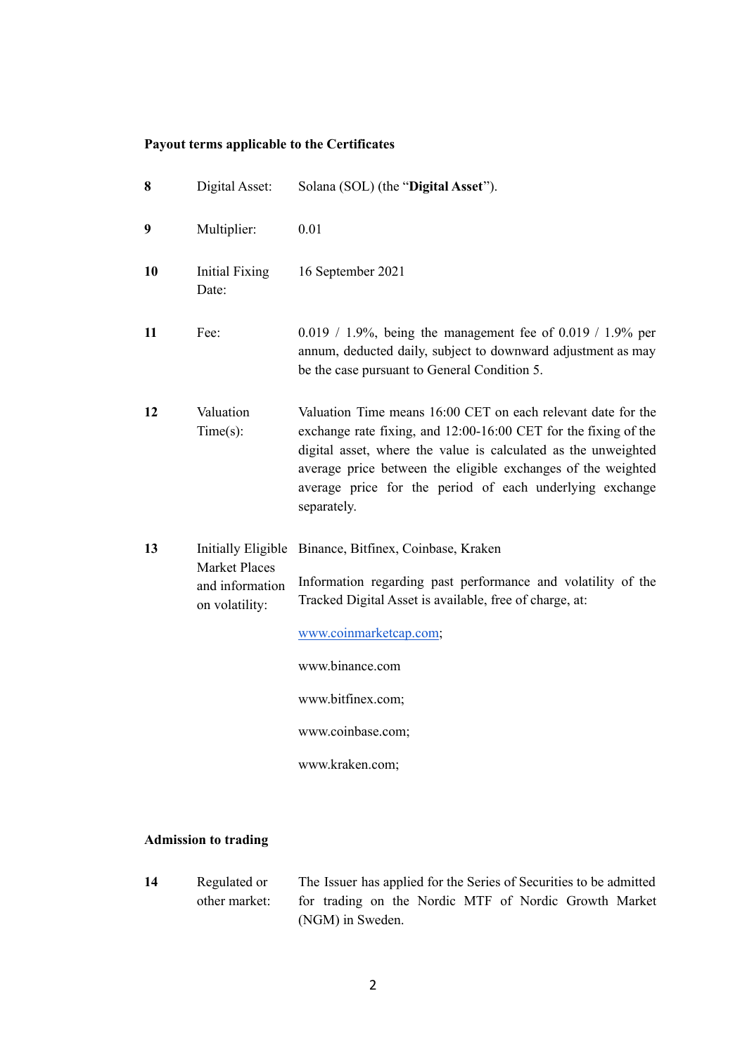**Payout terms applicable to the Certificates**

| | | |
|---|---|---|
| 8 | Digital Asset: | Solana (SOL) (the "**Digital Asset**"). |
| 9 | Multiplier: | 0.01 |
| 10 | Initial Fixing Date: | 16 September 2021 |
| 11 | Fee: | 0.019 / 1.9%, being the management fee of 0.019 / 1.9% per annum, deducted daily, subject to downward adjustment as may be the case pursuant to General Condition 5. |
| 12 | Valuation Time(s): | Valuation Time means 16:00 CET on each relevant date for the exchange rate fixing, and 12:00-16:00 CET for the fixing of the digital asset, where the value is calculated as the unweighted average price between the eligible exchanges of the weighted average price for the period of each underlying exchange separately. |
| 13 | Initially Eligible Market Places and information on volatility: | Binance, Bitfinex, Coinbase, Kraken<br><br>Information regarding past performance and volatility of the Tracked Digital Asset is available, free of charge, at:<br><br>www.coinmarketcap.com;<br><br>www.binance.com<br><br>www.bitfinex.com;<br><br>www.coinbase.com;<br><br>www.kraken.com; |

**Admission to trading**

| | | |
|---|---|---|
| 14 | Regulated or other market: | The Issuer has applied for the Series of Securities to be admitted for trading on the Nordic MTF of Nordic Growth Market (NGM) in Sweden. |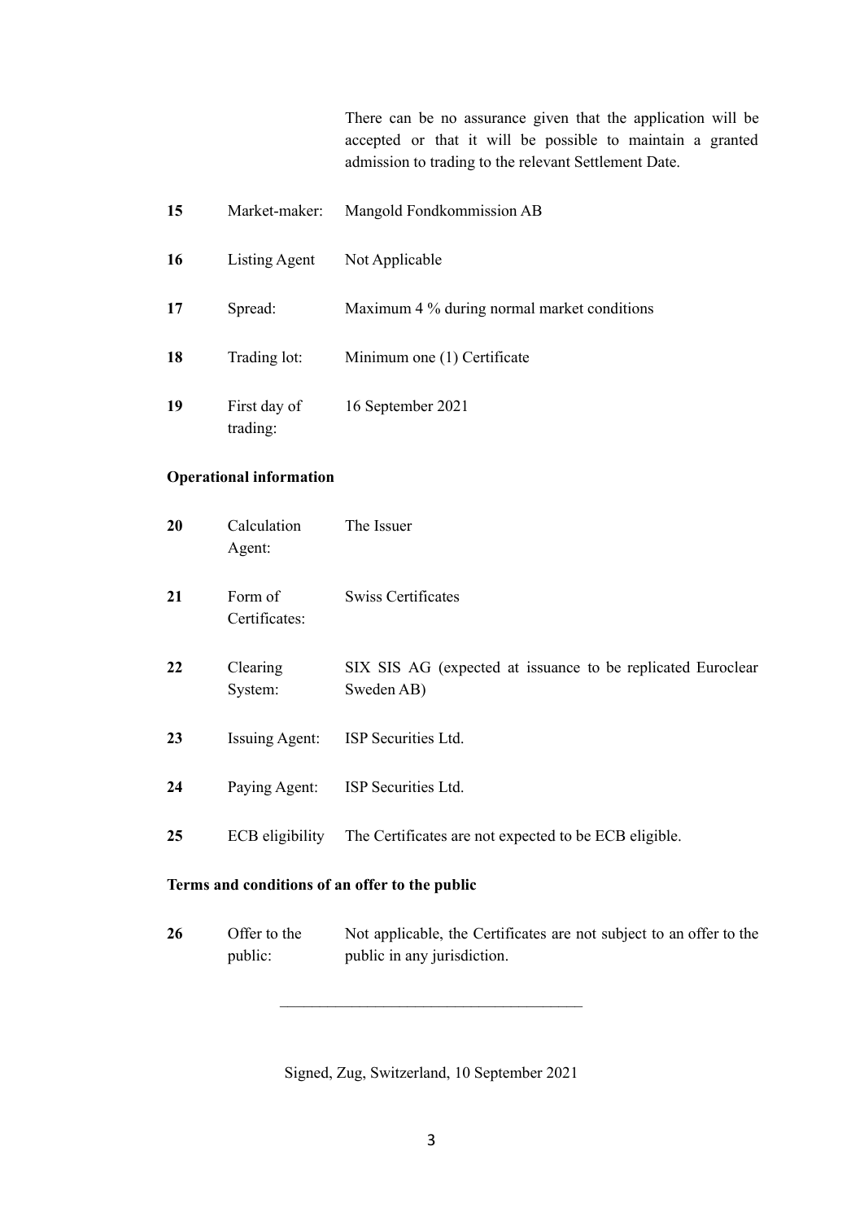| | | |
|---|---|---|
| | | There can be no assurance given that the application will be accepted or that it will be possible to maintain a granted admission to trading to the relevant Settlement Date. |
| **15** | Market-maker: | Mangold Fondkommission AB |
| **16** | Listing Agent | Not Applicable |
| **17** | Spread: | Maximum 4 % during normal market conditions |
| **18** | Trading lot: | Minimum one (1) Certificate |
| **19** | First day of trading: | 16 September 2021 |

**Operational information**

| | | |
|---|---|---|
| **20** | Calculation Agent: | The Issuer |
| **21** | Form of Certificates: | Swiss Certificates |
| **22** | Clearing System: | SIX SIS AG (expected at issuance to be replicated Euroclear Sweden AB) |
| **23** | Issuing Agent: | ISP Securities Ltd. |
| **24** | Paying Agent: | ISP Securities Ltd. |
| **25** | ECB eligibility | The Certificates are not expected to be ECB eligible. |

**Terms and conditions of an offer to the public**

| | | |
|---|---|---|
| **26** | Offer to the public: | Not applicable, the Certificates are not subject to an offer to the public in any jurisdiction. |

---

Signed, Zug, Switzerland, 10 September 2021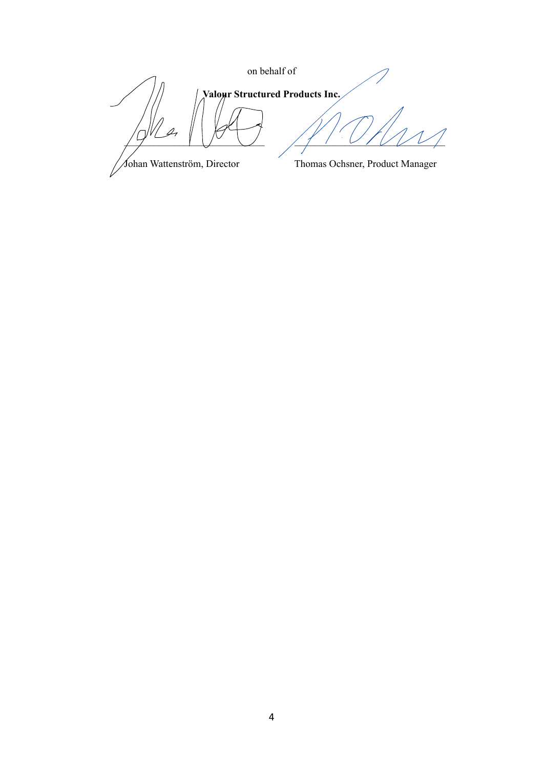on behalf of

**Valour Structured Products Inc.**

\_\_\_\_\_\_\_\_\_\_\_\_\_\_\_\_\_\_\_\_\_\_\_\_\_\_\_\_\_\_ \_\_\_\_\_\_\_\_\_\_\_\_\_\_\_\_\_\_\_\_\_\_\_\_\_\_\_\_\_\_

Johan Wattenström, Director Thomas Ochsner, Product Manager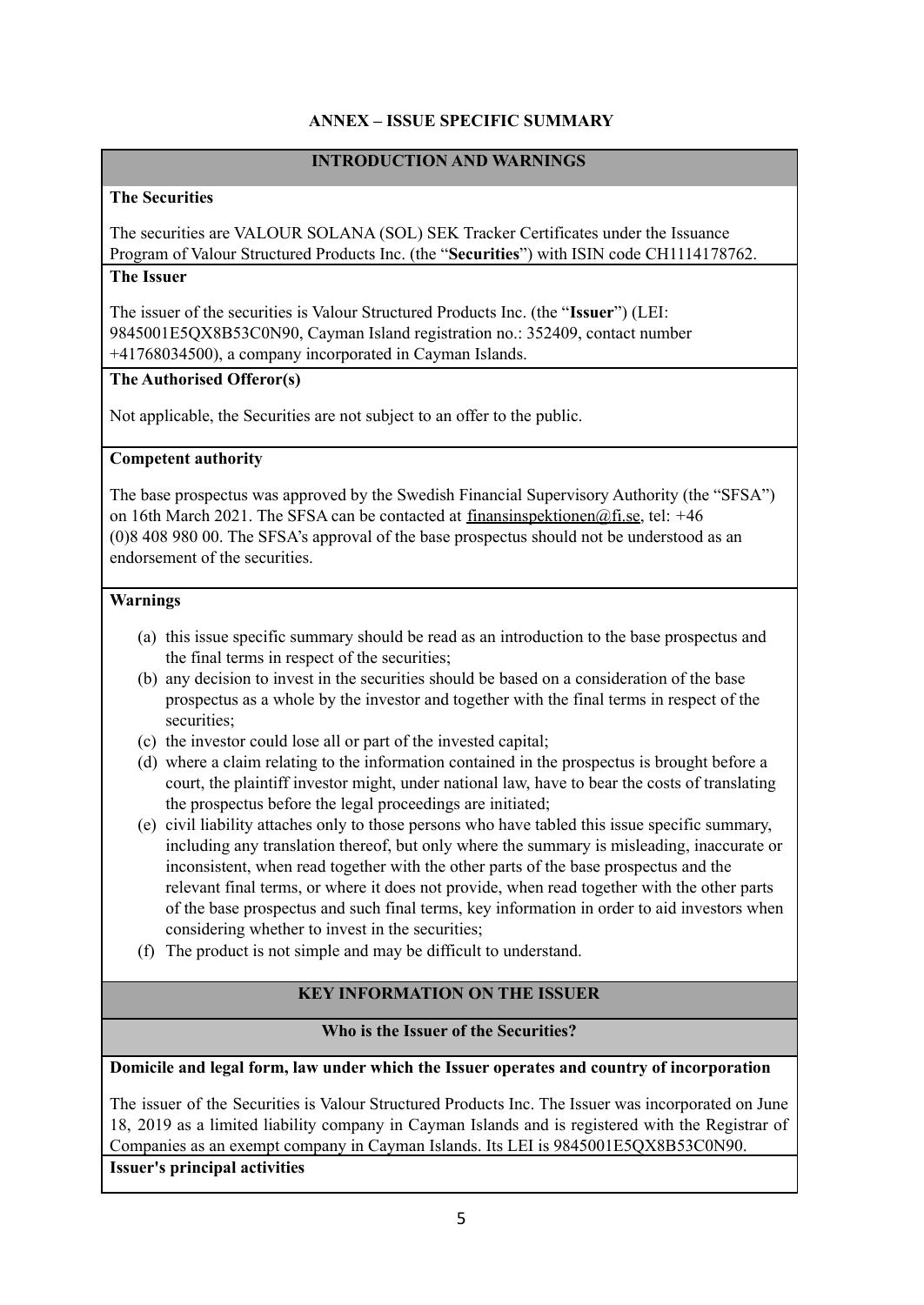# ANNEX – ISSUE SPECIFIC SUMMARY

## INTRODUCTION AND WARNINGS

**The Securities**

The securities are VALOUR SOLANA (SOL) SEK Tracker Certificates under the Issuance Program of Valour Structured Products Inc. (the "**Securities**") with ISIN code CH1114178762.

**The Issuer**

The issuer of the securities is Valour Structured Products Inc. (the "**Issuer**") (LEI: 9845001E5QX8B53C0N90, Cayman Island registration no.: 352409, contact number +41768034500), a company incorporated in Cayman Islands.

**The Authorised Offeror(s)**

Not applicable, the Securities are not subject to an offer to the public.

**Competent authority**

The base prospectus was approved by the Swedish Financial Supervisory Authority (the "SFSA") on 16th March 2021. The SFSA can be contacted at finansinspektionen@fi.se, tel: +46 (0)8 408 980 00. The SFSA's approval of the base prospectus should not be understood as an endorsement of the securities.

**Warnings**

(a) this issue specific summary should be read as an introduction to the base prospectus and the final terms in respect of the securities;

(b) any decision to invest in the securities should be based on a consideration of the base prospectus as a whole by the investor and together with the final terms in respect of the securities;

(c) the investor could lose all or part of the invested capital;

(d) where a claim relating to the information contained in the prospectus is brought before a court, the plaintiff investor might, under national law, have to bear the costs of translating the prospectus before the legal proceedings are initiated;

(e) civil liability attaches only to those persons who have tabled this issue specific summary, including any translation thereof, but only where the summary is misleading, inaccurate or inconsistent, when read together with the other parts of the base prospectus and the relevant final terms, or where it does not provide, when read together with the other parts of the base prospectus and such final terms, key information in order to aid investors when considering whether to invest in the securities;

(f) The product is not simple and may be difficult to understand.

## KEY INFORMATION ON THE ISSUER

### Who is the Issuer of the Securities?

**Domicile and legal form, law under which the Issuer operates and country of incorporation**

The issuer of the Securities is Valour Structured Products Inc. The Issuer was incorporated on June 18, 2019 as a limited liability company in Cayman Islands and is registered with the Registrar of Companies as an exempt company in Cayman Islands. Its LEI is 9845001E5QX8B53C0N90.

**Issuer's principal activities**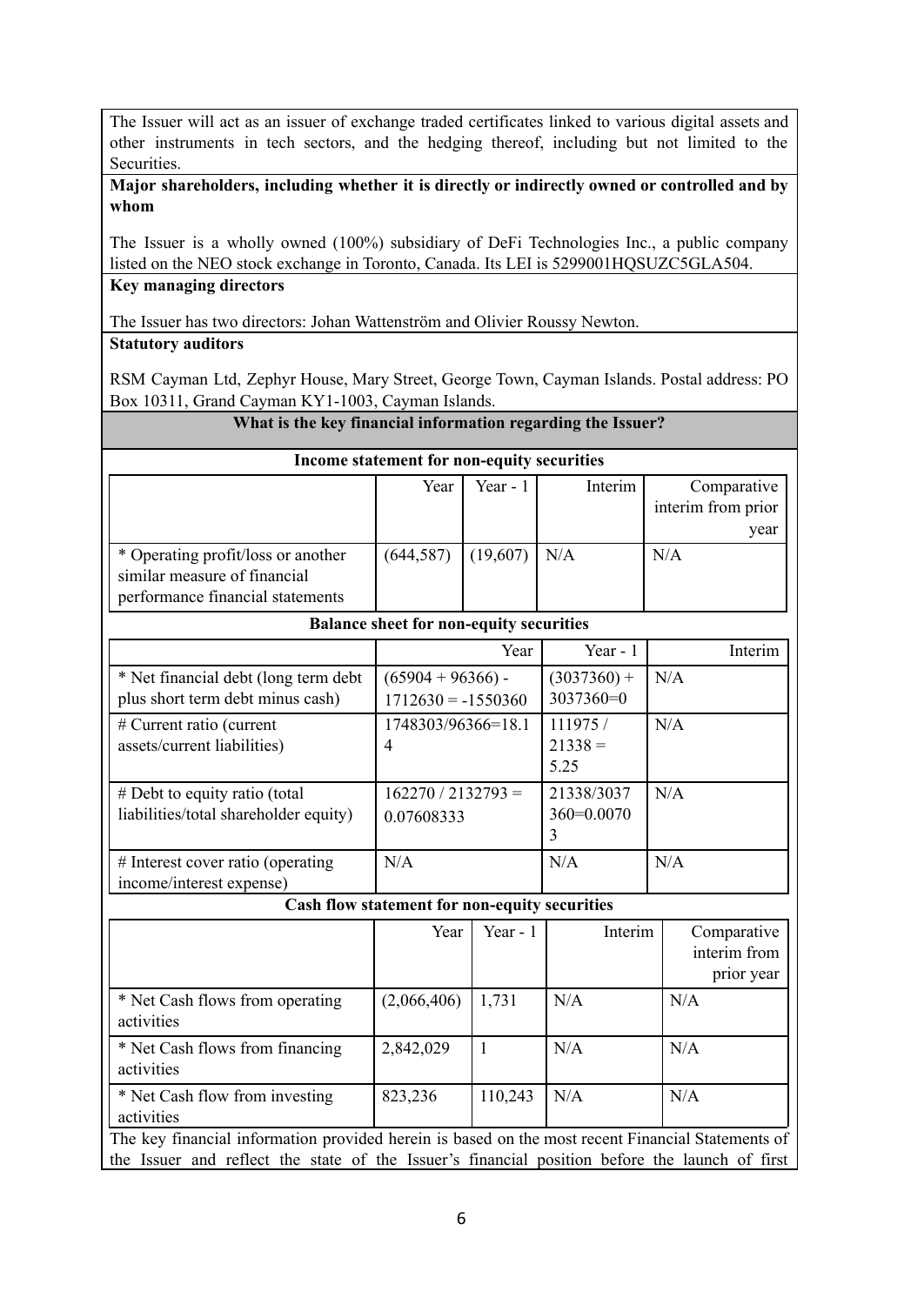The Issuer will act as an issuer of exchange traded certificates linked to various digital assets and other instruments in tech sectors, and the hedging thereof, including but not limited to the Securities.

**Major shareholders, including whether it is directly or indirectly owned or controlled and by whom**

The Issuer is a wholly owned (100%) subsidiary of DeFi Technologies Inc., a public company listed on the NEO stock exchange in Toronto, Canada. Its LEI is 5299001HQSUZC5GLA504.

**Key managing directors**

The Issuer has two directors: Johan Wattenström and Olivier Roussy Newton.

**Statutory auditors**

RSM Cayman Ltd, Zephyr House, Mary Street, George Town, Cayman Islands. Postal address: PO Box 10311, Grand Cayman KY1-1003, Cayman Islands.

**What is the key financial information regarding the Issuer?**

**Income statement for non-equity securities**

| | Year | Year - 1 | Interim | Comparative interim from prior year |
|---|---|---|---|---|
| * Operating profit/loss or another similar measure of financial performance financial statements | (644,587) | (19,607) | N/A | N/A |

**Balance sheet for non-equity securities**

| | Year | Year - 1 | Interim |
|---|---|---|---|
| * Net financial debt (long term debt plus short term debt minus cash) | (65904 + 96366) - 1712630 = -1550360 | (3037360) + 3037360=0 | N/A |
| # Current ratio (current assets/current liabilities) | 1748303/96366=18.14 | 111975 / 21338 = 5.25 | N/A |
| # Debt to equity ratio (total liabilities/total shareholder equity) | 162270 / 2132793 = 0.07608333 | 21338/3037360=0.00703 | N/A |
| # Interest cover ratio (operating income/interest expense) | N/A | N/A | N/A |

**Cash flow statement for non-equity securities**

| | Year | Year - 1 | Interim | Comparative interim from prior year |
|---|---|---|---|---|
| * Net Cash flows from operating activities | (2,066,406) | 1,731 | N/A | N/A |
| * Net Cash flows from financing activities | 2,842,029 | 1 | N/A | N/A |
| * Net Cash flow from investing activities | 823,236 | 110,243 | N/A | N/A |

The key financial information provided herein is based on the most recent Financial Statements of the Issuer and reflect the state of the Issuer's financial position before the launch of first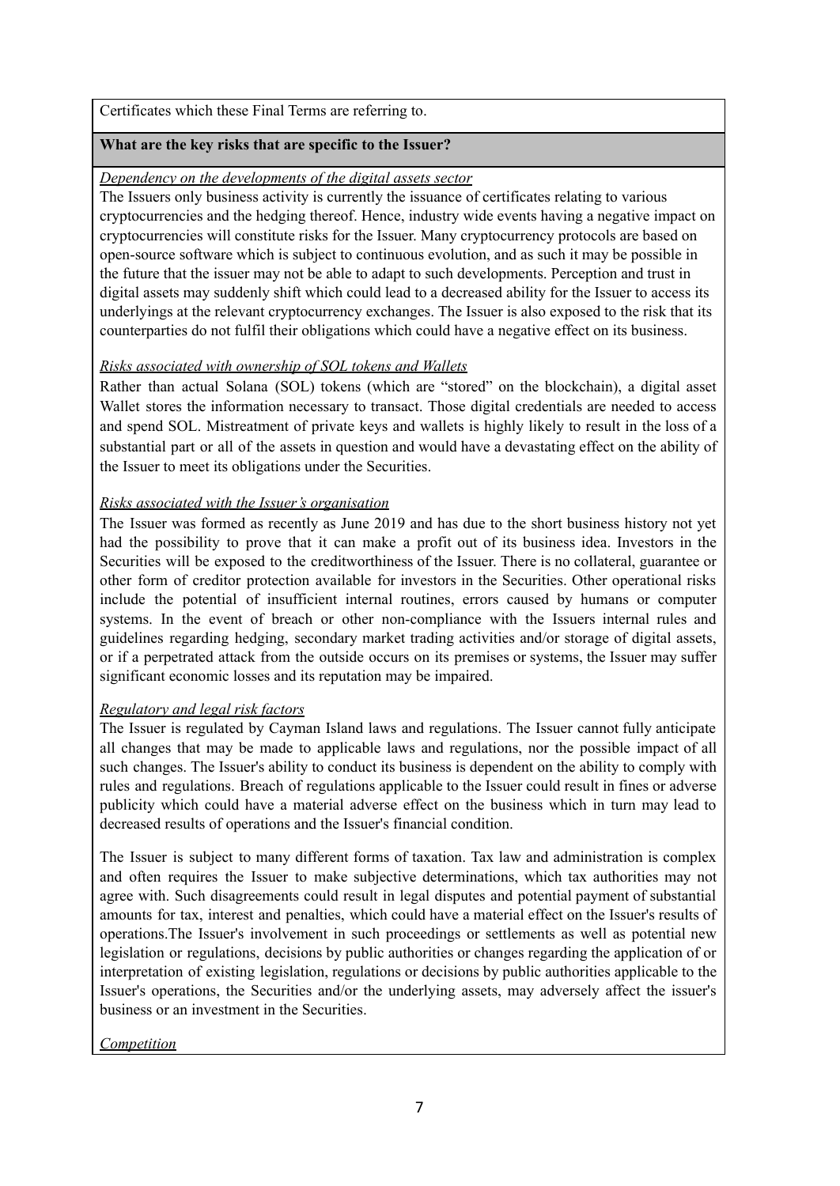Certificates which these Final Terms are referring to.

**What are the key risks that are specific to the Issuer?**

*Dependency on the developments of the digital assets sector*

The Issuers only business activity is currently the issuance of certificates relating to various cryptocurrencies and the hedging thereof. Hence, industry wide events having a negative impact on cryptocurrencies will constitute risks for the Issuer. Many cryptocurrency protocols are based on open-source software which is subject to continuous evolution, and as such it may be possible in the future that the issuer may not be able to adapt to such developments. Perception and trust in digital assets may suddenly shift which could lead to a decreased ability for the Issuer to access its underlyings at the relevant cryptocurrency exchanges. The Issuer is also exposed to the risk that its counterparties do not fulfil their obligations which could have a negative effect on its business.

*Risks associated with ownership of SOL tokens and Wallets*

Rather than actual Solana (SOL) tokens (which are "stored" on the blockchain), a digital asset Wallet stores the information necessary to transact. Those digital credentials are needed to access and spend SOL. Mistreatment of private keys and wallets is highly likely to result in the loss of a substantial part or all of the assets in question and would have a devastating effect on the ability of the Issuer to meet its obligations under the Securities.

*Risks associated with the Issuer's organisation*

The Issuer was formed as recently as June 2019 and has due to the short business history not yet had the possibility to prove that it can make a profit out of its business idea. Investors in the Securities will be exposed to the creditworthiness of the Issuer. There is no collateral, guarantee or other form of creditor protection available for investors in the Securities. Other operational risks include the potential of insufficient internal routines, errors caused by humans or computer systems. In the event of breach or other non-compliance with the Issuers internal rules and guidelines regarding hedging, secondary market trading activities and/or storage of digital assets, or if a perpetrated attack from the outside occurs on its premises or systems, the Issuer may suffer significant economic losses and its reputation may be impaired.

*Regulatory and legal risk factors*

The Issuer is regulated by Cayman Island laws and regulations. The Issuer cannot fully anticipate all changes that may be made to applicable laws and regulations, nor the possible impact of all such changes. The Issuer's ability to conduct its business is dependent on the ability to comply with rules and regulations. Breach of regulations applicable to the Issuer could result in fines or adverse publicity which could have a material adverse effect on the business which in turn may lead to decreased results of operations and the Issuer's financial condition.

The Issuer is subject to many different forms of taxation. Tax law and administration is complex and often requires the Issuer to make subjective determinations, which tax authorities may not agree with. Such disagreements could result in legal disputes and potential payment of substantial amounts for tax, interest and penalties, which could have a material effect on the Issuer's results of operations.The Issuer's involvement in such proceedings or settlements as well as potential new legislation or regulations, decisions by public authorities or changes regarding the application of or interpretation of existing legislation, regulations or decisions by public authorities applicable to the Issuer's operations, the Securities and/or the underlying assets, may adversely affect the issuer's business or an investment in the Securities.

*Competition*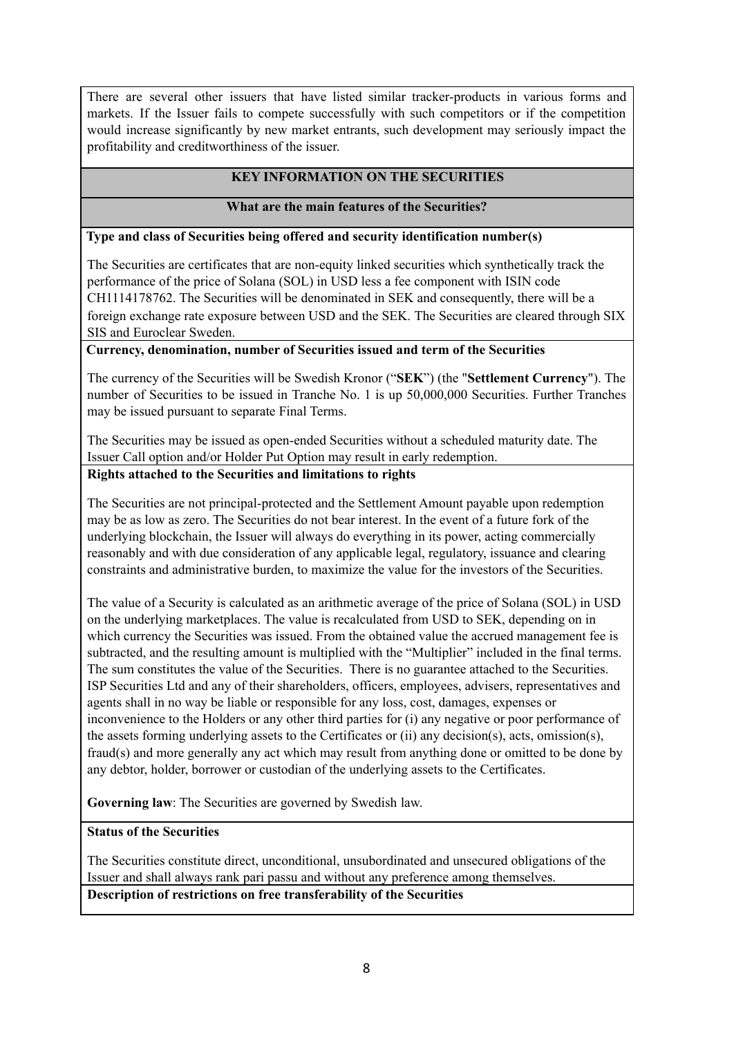There are several other issuers that have listed similar tracker-products in various forms and markets. If the Issuer fails to compete successfully with such competitors or if the competition would increase significantly by new market entrants, such development may seriously impact the profitability and creditworthiness of the issuer.

## KEY INFORMATION ON THE SECURITIES

### What are the main features of the Securities?

**Type and class of Securities being offered and security identification number(s)**

The Securities are certificates that are non-equity linked securities which synthetically track the performance of the price of Solana (SOL) in USD less a fee component with ISIN code CH1114178762. The Securities will be denominated in SEK and consequently, there will be a foreign exchange rate exposure between USD and the SEK. The Securities are cleared through SIX SIS and Euroclear Sweden.

**Currency, denomination, number of Securities issued and term of the Securities**

The currency of the Securities will be Swedish Kronor ("**SEK**") (the "**Settlement Currency**"). The number of Securities to be issued in Tranche No. 1 is up 50,000,000 Securities. Further Tranches may be issued pursuant to separate Final Terms.

The Securities may be issued as open-ended Securities without a scheduled maturity date. The Issuer Call option and/or Holder Put Option may result in early redemption.

**Rights attached to the Securities and limitations to rights**

The Securities are not principal-protected and the Settlement Amount payable upon redemption may be as low as zero. The Securities do not bear interest. In the event of a future fork of the underlying blockchain, the Issuer will always do everything in its power, acting commercially reasonably and with due consideration of any applicable legal, regulatory, issuance and clearing constraints and administrative burden, to maximize the value for the investors of the Securities.

The value of a Security is calculated as an arithmetic average of the price of Solana (SOL) in USD on the underlying marketplaces. The value is recalculated from USD to SEK, depending on in which currency the Securities was issued. From the obtained value the accrued management fee is subtracted, and the resulting amount is multiplied with the "Multiplier" included in the final terms. The sum constitutes the value of the Securities. There is no guarantee attached to the Securities. ISP Securities Ltd and any of their shareholders, officers, employees, advisers, representatives and agents shall in no way be liable or responsible for any loss, cost, damages, expenses or inconvenience to the Holders or any other third parties for (i) any negative or poor performance of the assets forming underlying assets to the Certificates or (ii) any decision(s), acts, omission(s), fraud(s) and more generally any act which may result from anything done or omitted to be done by any debtor, holder, borrower or custodian of the underlying assets to the Certificates.

**Governing law**: The Securities are governed by Swedish law.

**Status of the Securities**

The Securities constitute direct, unconditional, unsubordinated and unsecured obligations of the Issuer and shall always rank pari passu and without any preference among themselves.

**Description of restrictions on free transferability of the Securities**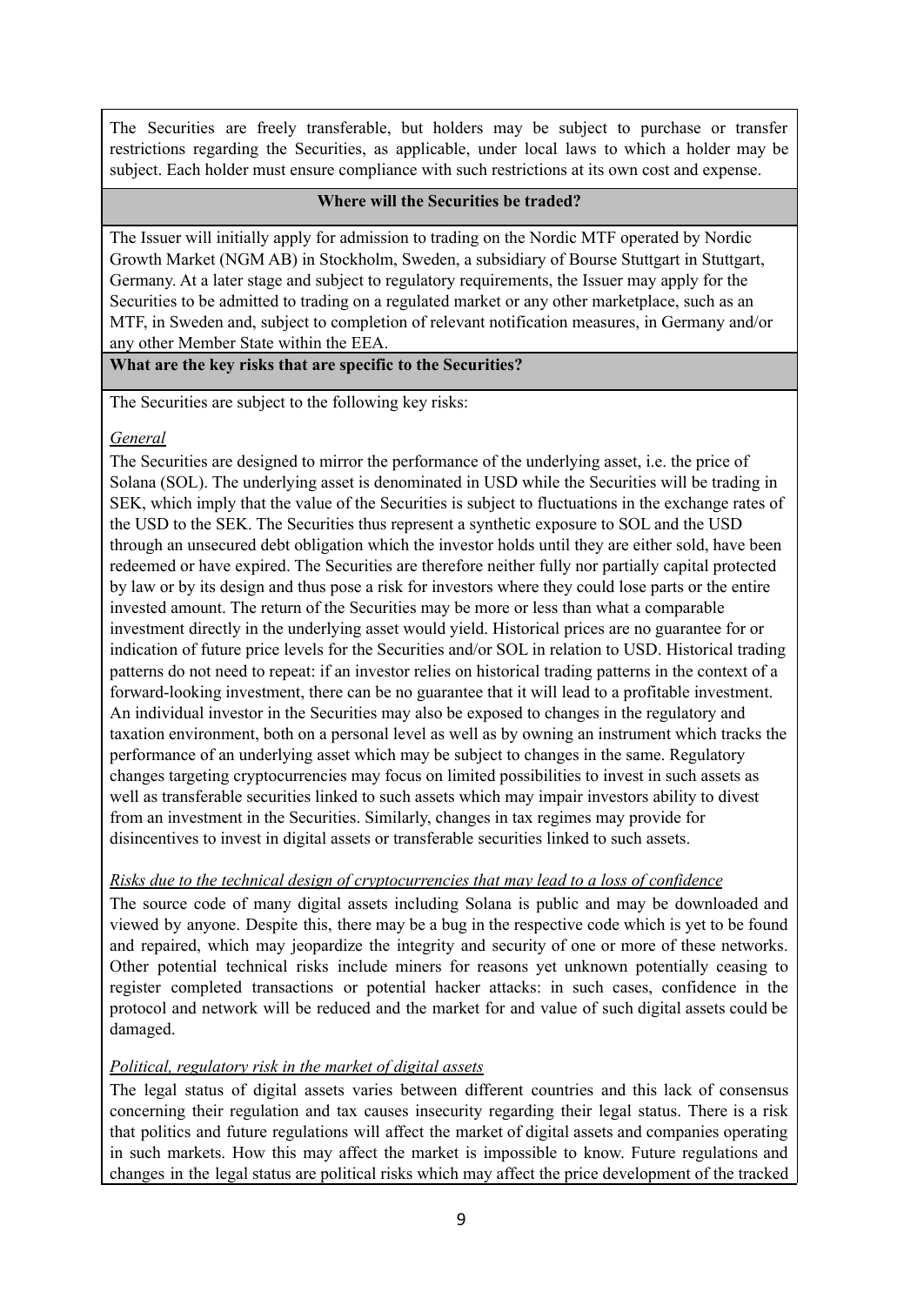The Securities are freely transferable, but holders may be subject to purchase or transfer restrictions regarding the Securities, as applicable, under local laws to which a holder may be subject. Each holder must ensure compliance with such restrictions at its own cost and expense.

**Where will the Securities be traded?**

The Issuer will initially apply for admission to trading on the Nordic MTF operated by Nordic Growth Market (NGM AB) in Stockholm, Sweden, a subsidiary of Bourse Stuttgart in Stuttgart, Germany. At a later stage and subject to regulatory requirements, the Issuer may apply for the Securities to be admitted to trading on a regulated market or any other marketplace, such as an MTF, in Sweden and, subject to completion of relevant notification measures, in Germany and/or any other Member State within the EEA.

**What are the key risks that are specific to the Securities?**

The Securities are subject to the following key risks:

*General*

The Securities are designed to mirror the performance of the underlying asset, i.e. the price of Solana (SOL). The underlying asset is denominated in USD while the Securities will be trading in SEK, which imply that the value of the Securities is subject to fluctuations in the exchange rates of the USD to the SEK. The Securities thus represent a synthetic exposure to SOL and the USD through an unsecured debt obligation which the investor holds until they are either sold, have been redeemed or have expired. The Securities are therefore neither fully nor partially capital protected by law or by its design and thus pose a risk for investors where they could lose parts or the entire invested amount. The return of the Securities may be more or less than what a comparable investment directly in the underlying asset would yield. Historical prices are no guarantee for or indication of future price levels for the Securities and/or SOL in relation to USD. Historical trading patterns do not need to repeat: if an investor relies on historical trading patterns in the context of a forward-looking investment, there can be no guarantee that it will lead to a profitable investment. An individual investor in the Securities may also be exposed to changes in the regulatory and taxation environment, both on a personal level as well as by owning an instrument which tracks the performance of an underlying asset which may be subject to changes in the same. Regulatory changes targeting cryptocurrencies may focus on limited possibilities to invest in such assets as well as transferable securities linked to such assets which may impair investors ability to divest from an investment in the Securities. Similarly, changes in tax regimes may provide for disincentives to invest in digital assets or transferable securities linked to such assets.

*Risks due to the technical design of cryptocurrencies that may lead to a loss of confidence*

The source code of many digital assets including Solana is public and may be downloaded and viewed by anyone. Despite this, there may be a bug in the respective code which is yet to be found and repaired, which may jeopardize the integrity and security of one or more of these networks. Other potential technical risks include miners for reasons yet unknown potentially ceasing to register completed transactions or potential hacker attacks: in such cases, confidence in the protocol and network will be reduced and the market for and value of such digital assets could be damaged.

*Political, regulatory risk in the market of digital assets*

The legal status of digital assets varies between different countries and this lack of consensus concerning their regulation and tax causes insecurity regarding their legal status. There is a risk that politics and future regulations will affect the market of digital assets and companies operating in such markets. How this may affect the market is impossible to know. Future regulations and changes in the legal status are political risks which may affect the price development of the tracked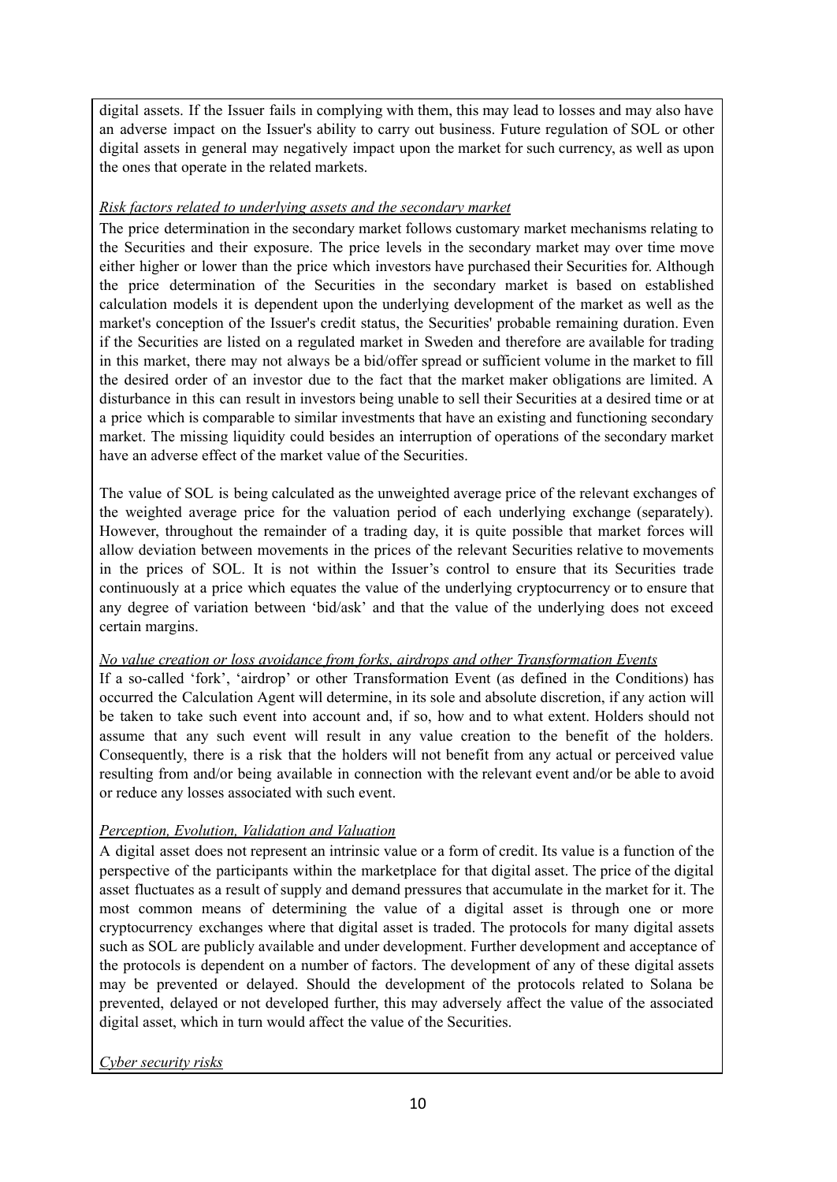digital assets. If the Issuer fails in complying with them, this may lead to losses and may also have an adverse impact on the Issuer's ability to carry out business. Future regulation of SOL or other digital assets in general may negatively impact upon the market for such currency, as well as upon the ones that operate in the related markets.

*Risk factors related to underlying assets and the secondary market*

The price determination in the secondary market follows customary market mechanisms relating to the Securities and their exposure. The price levels in the secondary market may over time move either higher or lower than the price which investors have purchased their Securities for. Although the price determination of the Securities in the secondary market is based on established calculation models it is dependent upon the underlying development of the market as well as the market's conception of the Issuer's credit status, the Securities' probable remaining duration. Even if the Securities are listed on a regulated market in Sweden and therefore are available for trading in this market, there may not always be a bid/offer spread or sufficient volume in the market to fill the desired order of an investor due to the fact that the market maker obligations are limited. A disturbance in this can result in investors being unable to sell their Securities at a desired time or at a price which is comparable to similar investments that have an existing and functioning secondary market. The missing liquidity could besides an interruption of operations of the secondary market have an adverse effect of the market value of the Securities.

The value of SOL is being calculated as the unweighted average price of the relevant exchanges of the weighted average price for the valuation period of each underlying exchange (separately). However, throughout the remainder of a trading day, it is quite possible that market forces will allow deviation between movements in the prices of the relevant Securities relative to movements in the prices of SOL. It is not within the Issuer's control to ensure that its Securities trade continuously at a price which equates the value of the underlying cryptocurrency or to ensure that any degree of variation between 'bid/ask' and that the value of the underlying does not exceed certain margins.

*No value creation or loss avoidance from forks, airdrops and other Transformation Events*

If a so-called 'fork', 'airdrop' or other Transformation Event (as defined in the Conditions) has occurred the Calculation Agent will determine, in its sole and absolute discretion, if any action will be taken to take such event into account and, if so, how and to what extent. Holders should not assume that any such event will result in any value creation to the benefit of the holders. Consequently, there is a risk that the holders will not benefit from any actual or perceived value resulting from and/or being available in connection with the relevant event and/or be able to avoid or reduce any losses associated with such event.

*Perception, Evolution, Validation and Valuation*

A digital asset does not represent an intrinsic value or a form of credit. Its value is a function of the perspective of the participants within the marketplace for that digital asset. The price of the digital asset fluctuates as a result of supply and demand pressures that accumulate in the market for it. The most common means of determining the value of a digital asset is through one or more cryptocurrency exchanges where that digital asset is traded. The protocols for many digital assets such as SOL are publicly available and under development. Further development and acceptance of the protocols is dependent on a number of factors. The development of any of these digital assets may be prevented or delayed. Should the development of the protocols related to Solana be prevented, delayed or not developed further, this may adversely affect the value of the associated digital asset, which in turn would affect the value of the Securities.

*Cyber security risks*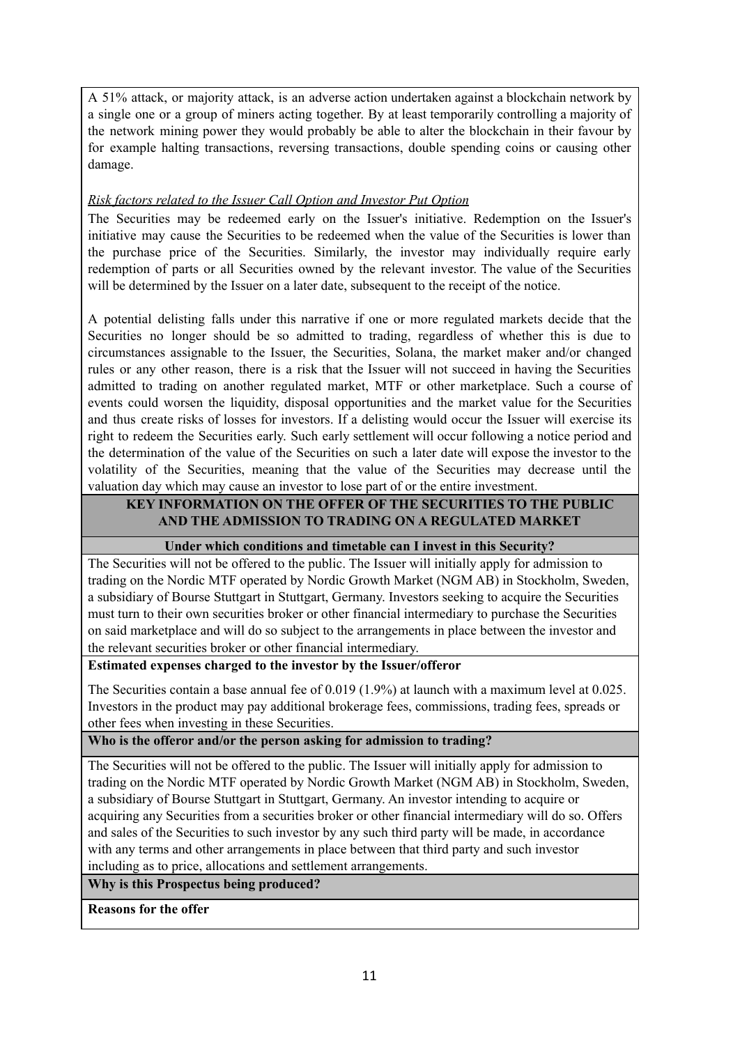A 51% attack, or majority attack, is an adverse action undertaken against a blockchain network by a single one or a group of miners acting together. By at least temporarily controlling a majority of the network mining power they would probably be able to alter the blockchain in their favour by for example halting transactions, reversing transactions, double spending coins or causing other damage.

*Risk factors related to the Issuer Call Option and Investor Put Option*

The Securities may be redeemed early on the Issuer's initiative. Redemption on the Issuer's initiative may cause the Securities to be redeemed when the value of the Securities is lower than the purchase price of the Securities. Similarly, the investor may individually require early redemption of parts or all Securities owned by the relevant investor. The value of the Securities will be determined by the Issuer on a later date, subsequent to the receipt of the notice.

A potential delisting falls under this narrative if one or more regulated markets decide that the Securities no longer should be so admitted to trading, regardless of whether this is due to circumstances assignable to the Issuer, the Securities, Solana, the market maker and/or changed rules or any other reason, there is a risk that the Issuer will not succeed in having the Securities admitted to trading on another regulated market, MTF or other marketplace. Such a course of events could worsen the liquidity, disposal opportunities and the market value for the Securities and thus create risks of losses for investors. If a delisting would occur the Issuer will exercise its right to redeem the Securities early. Such early settlement will occur following a notice period and the determination of the value of the Securities on such a later date will expose the investor to the volatility of the Securities, meaning that the value of the Securities may decrease until the valuation day which may cause an investor to lose part of or the entire investment.

## KEY INFORMATION ON THE OFFER OF THE SECURITIES TO THE PUBLIC AND THE ADMISSION TO TRADING ON A REGULATED MARKET

**Under which conditions and timetable can I invest in this Security?**

The Securities will not be offered to the public. The Issuer will initially apply for admission to trading on the Nordic MTF operated by Nordic Growth Market (NGM AB) in Stockholm, Sweden, a subsidiary of Bourse Stuttgart in Stuttgart, Germany. Investors seeking to acquire the Securities must turn to their own securities broker or other financial intermediary to purchase the Securities on said marketplace and will do so subject to the arrangements in place between the investor and the relevant securities broker or other financial intermediary.

**Estimated expenses charged to the investor by the Issuer/offeror**

The Securities contain a base annual fee of 0.019 (1.9%) at launch with a maximum level at 0.025. Investors in the product may pay additional brokerage fees, commissions, trading fees, spreads or other fees when investing in these Securities.

**Who is the offeror and/or the person asking for admission to trading?**

The Securities will not be offered to the public. The Issuer will initially apply for admission to trading on the Nordic MTF operated by Nordic Growth Market (NGM AB) in Stockholm, Sweden, a subsidiary of Bourse Stuttgart in Stuttgart, Germany. An investor intending to acquire or acquiring any Securities from a securities broker or other financial intermediary will do so. Offers and sales of the Securities to such investor by any such third party will be made, in accordance with any terms and other arrangements in place between that third party and such investor including as to price, allocations and settlement arrangements.

**Why is this Prospectus being produced?**

**Reasons for the offer**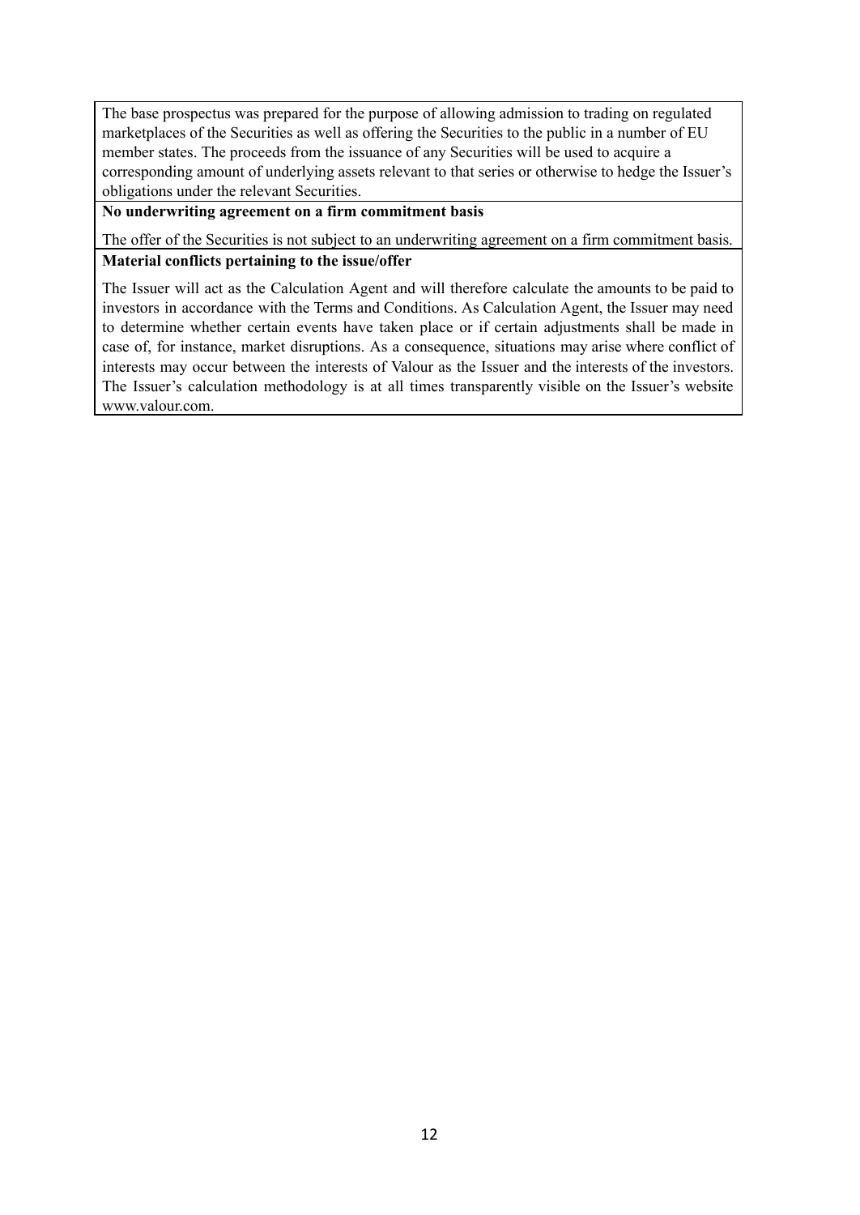The base prospectus was prepared for the purpose of allowing admission to trading on regulated marketplaces of the Securities as well as offering the Securities to the public in a number of EU member states. The proceeds from the issuance of any Securities will be used to acquire a corresponding amount of underlying assets relevant to that series or otherwise to hedge the Issuer's obligations under the relevant Securities.

**No underwriting agreement on a firm commitment basis**

The offer of the Securities is not subject to an underwriting agreement on a firm commitment basis.

**Material conflicts pertaining to the issue/offer**

The Issuer will act as the Calculation Agent and will therefore calculate the amounts to be paid to investors in accordance with the Terms and Conditions. As Calculation Agent, the Issuer may need to determine whether certain events have taken place or if certain adjustments shall be made in case of, for instance, market disruptions. As a consequence, situations may arise where conflict of interests may occur between the interests of Valour as the Issuer and the interests of the investors. The Issuer's calculation methodology is at all times transparently visible on the Issuer's website www.valour.com.